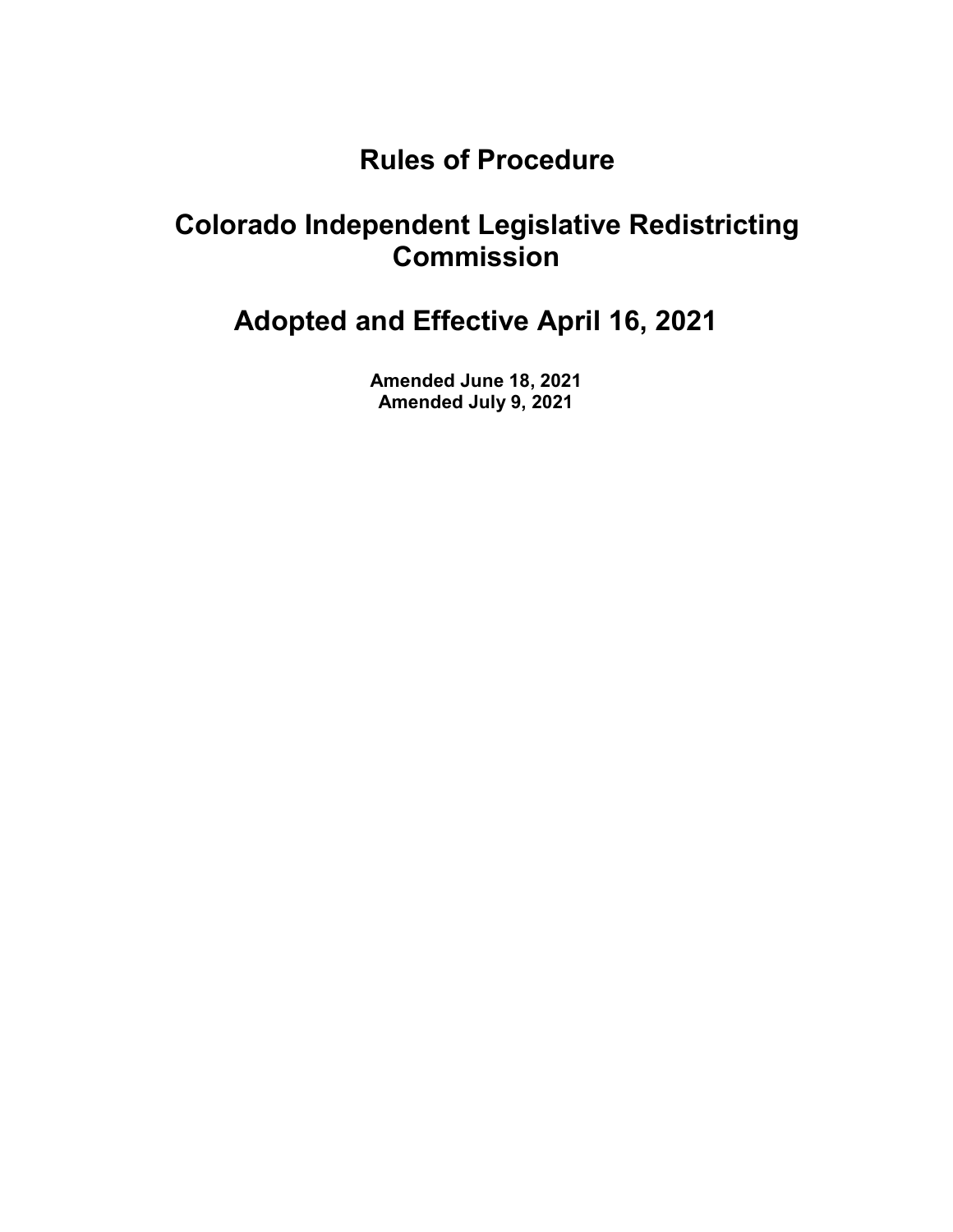# Rules of Procedure

# Colorado Independent Legislative Redistricting Commission

# Adopted and Effective April 16, 2021

**Amended June 18, 2021**
**Amended July 9, 2021**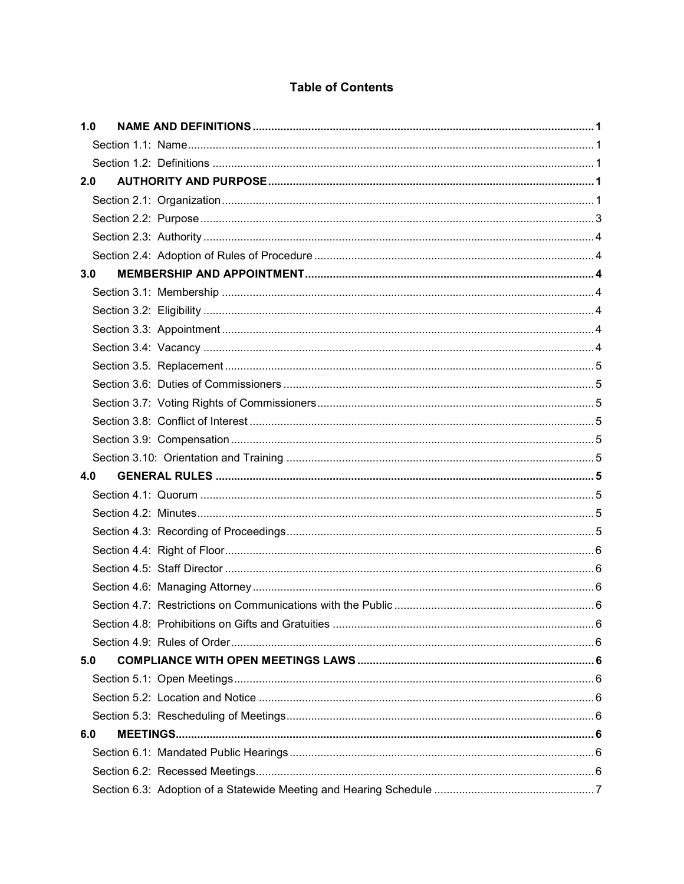# Table of Contents

| | | |
|---|---|---|
| **1.0** | **NAME AND DEFINITIONS** | **1** |
| | Section 1.1: Name | 1 |
| | Section 1.2: Definitions | 1 |
| **2.0** | **AUTHORITY AND PURPOSE** | **1** |
| | Section 2.1: Organization | 1 |
| | Section 2.2: Purpose | 3 |
| | Section 2.3: Authority | 4 |
| | Section 2.4: Adoption of Rules of Procedure | 4 |
| **3.0** | **MEMBERSHIP AND APPOINTMENT** | **4** |
| | Section 3.1: Membership | 4 |
| | Section 3.2: Eligibility | 4 |
| | Section 3.3: Appointment | 4 |
| | Section 3.4: Vacancy | 4 |
| | Section 3.5. Replacement | 5 |
| | Section 3.6: Duties of Commissioners | 5 |
| | Section 3.7: Voting Rights of Commissioners | 5 |
| | Section 3.8: Conflict of Interest | 5 |
| | Section 3.9: Compensation | 5 |
| | Section 3.10: Orientation and Training | 5 |
| **4.0** | **GENERAL RULES** | **5** |
| | Section 4.1: Quorum | 5 |
| | Section 4.2: Minutes | 5 |
| | Section 4.3: Recording of Proceedings | 5 |
| | Section 4.4: Right of Floor | 6 |
| | Section 4.5: Staff Director | 6 |
| | Section 4.6: Managing Attorney | 6 |
| | Section 4.7: Restrictions on Communications with the Public | 6 |
| | Section 4.8: Prohibitions on Gifts and Gratuities | 6 |
| | Section 4.9: Rules of Order | 6 |
| **5.0** | **COMPLIANCE WITH OPEN MEETINGS LAWS** | **6** |
| | Section 5.1: Open Meetings | 6 |
| | Section 5.2: Location and Notice | 6 |
| | Section 5.3: Rescheduling of Meetings | 6 |
| **6.0** | **MEETINGS** | **6** |
| | Section 6.1: Mandated Public Hearings | 6 |
| | Section 6.2: Recessed Meetings | 6 |
| | Section 6.3: Adoption of a Statewide Meeting and Hearing Schedule | 7 |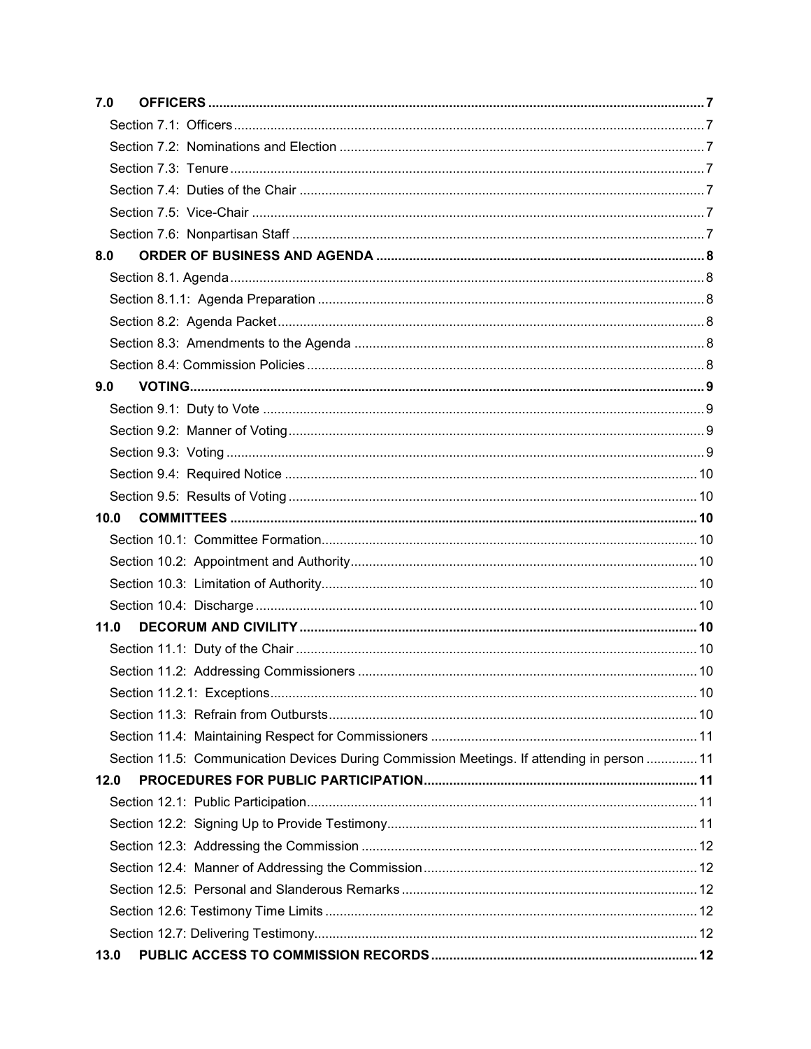**7.0 OFFICERS** ........ 7

Section 7.1: Officers ........ 7

Section 7.2: Nominations and Election ........ 7

Section 7.3: Tenure ........ 7

Section 7.4: Duties of the Chair ........ 7

Section 7.5: Vice-Chair ........ 7

Section 7.6: Nonpartisan Staff ........ 7

**8.0 ORDER OF BUSINESS AND AGENDA** ........ 8

Section 8.1. Agenda ........ 8

Section 8.1.1: Agenda Preparation ........ 8

Section 8.2: Agenda Packet ........ 8

Section 8.3: Amendments to the Agenda ........ 8

Section 8.4: Commission Policies ........ 8

**9.0 VOTING** ........ 9

Section 9.1: Duty to Vote ........ 9

Section 9.2: Manner of Voting ........ 9

Section 9.3: Voting ........ 9

Section 9.4: Required Notice ........ 10

Section 9.5: Results of Voting ........ 10

**10.0 COMMITTEES** ........ 10

Section 10.1: Committee Formation ........ 10

Section 10.2: Appointment and Authority ........ 10

Section 10.3: Limitation of Authority ........ 10

Section 10.4: Discharge ........ 10

**11.0 DECORUM AND CIVILITY** ........ 10

Section 11.1: Duty of the Chair ........ 10

Section 11.2: Addressing Commissioners ........ 10

Section 11.2.1: Exceptions ........ 10

Section 11.3: Refrain from Outbursts ........ 10

Section 11.4: Maintaining Respect for Commissioners ........ 11

Section 11.5: Communication Devices During Commission Meetings. If attending in person ........ 11

**12.0 PROCEDURES FOR PUBLIC PARTICIPATION** ........ 11

Section 12.1: Public Participation ........ 11

Section 12.2: Signing Up to Provide Testimony ........ 11

Section 12.3: Addressing the Commission ........ 12

Section 12.4: Manner of Addressing the Commission ........ 12

Section 12.5: Personal and Slanderous Remarks ........ 12

Section 12.6: Testimony Time Limits ........ 12

Section 12.7: Delivering Testimony ........ 12

**13.0 PUBLIC ACCESS TO COMMISSION RECORDS** ........ 12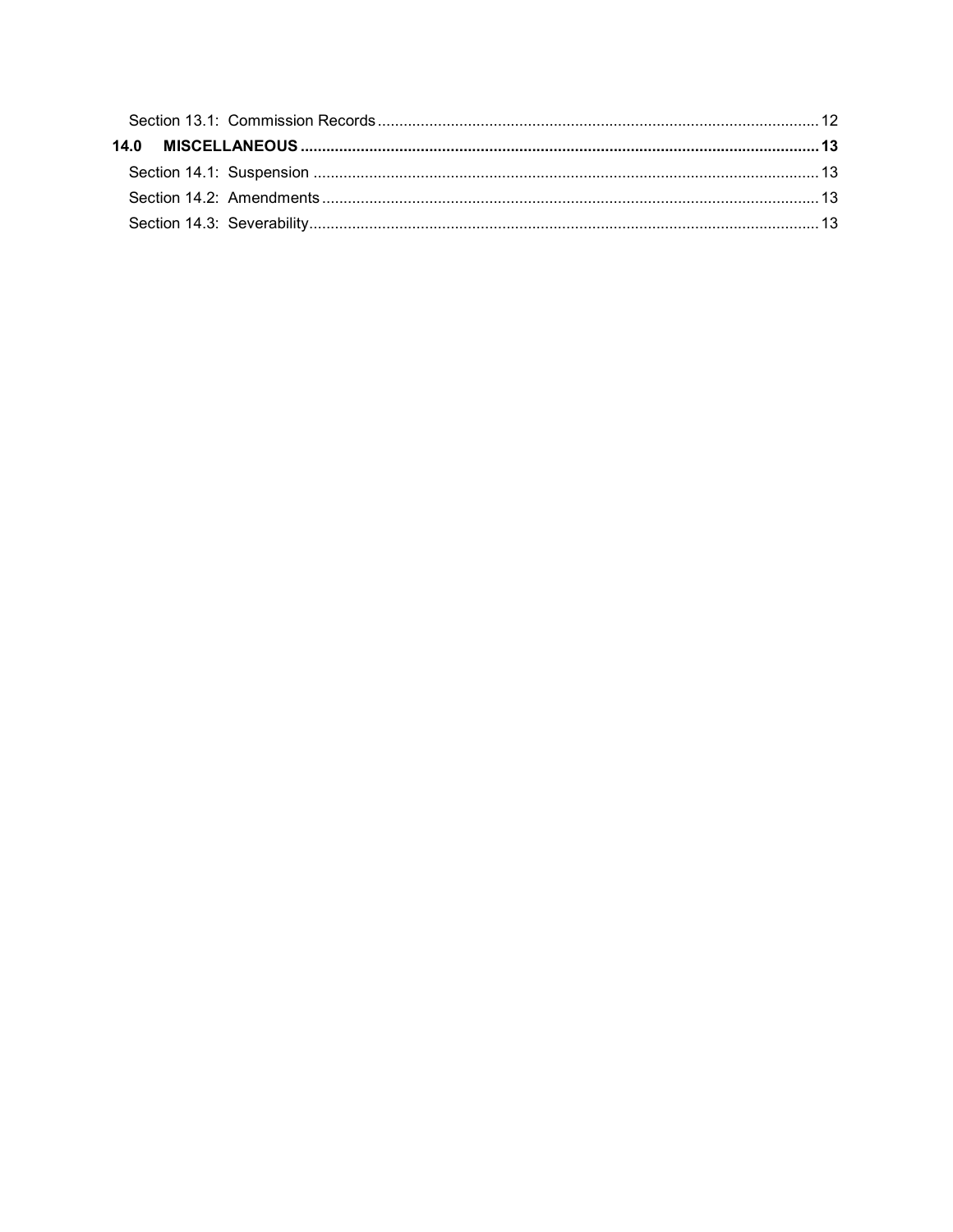Section 13.1: Commission Records ........................................................................................ 12

**14.0 MISCELLANEOUS ........................................................................................................ 13**

Section 14.1: Suspension ...................................................................................................... 13

Section 14.2: Amendments .................................................................................................... 13

Section 14.3: Severability ....................................................................................................... 13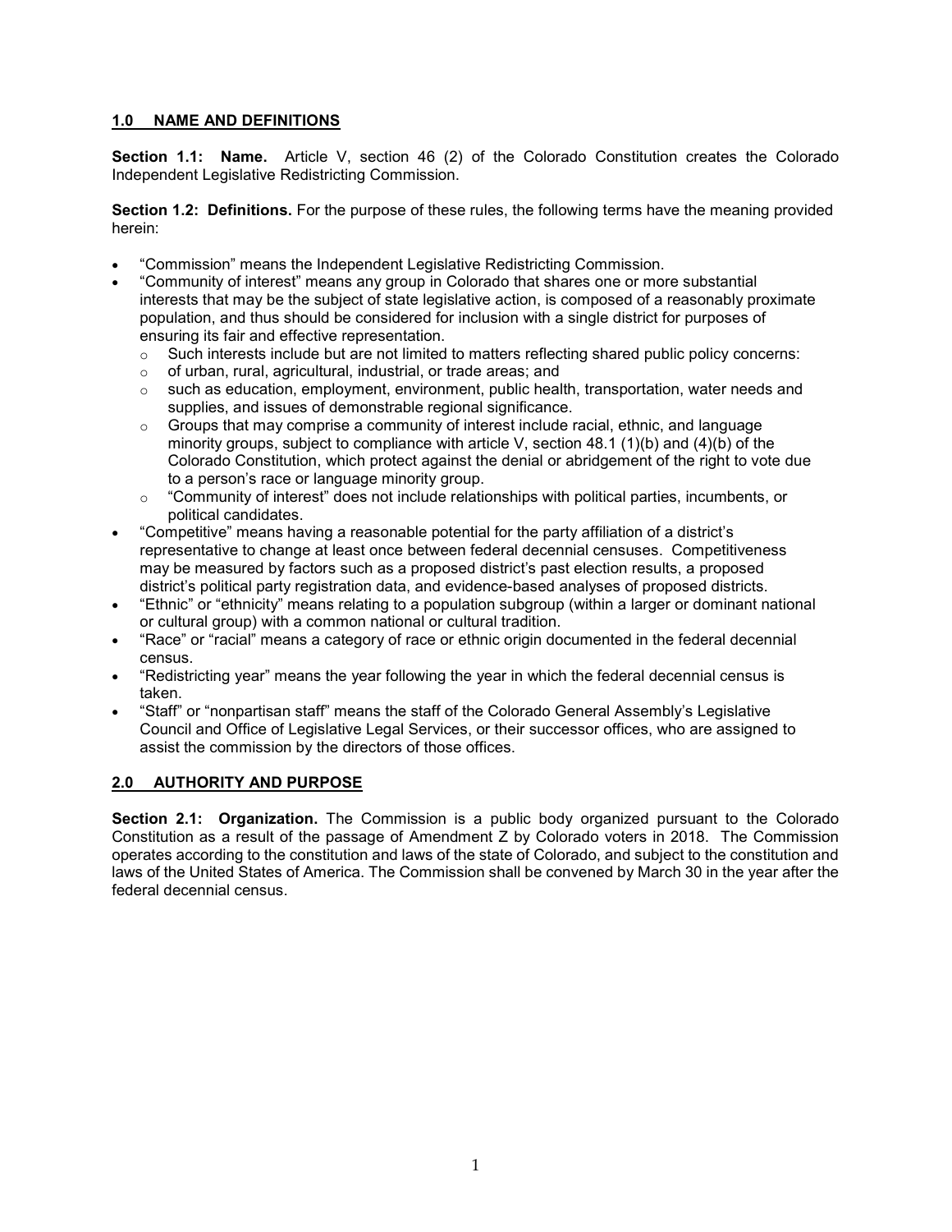## 1.0 NAME AND DEFINITIONS

**Section 1.1: Name.** Article V, section 46 (2) of the Colorado Constitution creates the Colorado Independent Legislative Redistricting Commission.

**Section 1.2: Definitions.** For the purpose of these rules, the following terms have the meaning provided herein:

- "Commission" means the Independent Legislative Redistricting Commission.
- "Community of interest" means any group in Colorado that shares one or more substantial interests that may be the subject of state legislative action, is composed of a reasonably proximate population, and thus should be considered for inclusion with a single district for purposes of ensuring its fair and effective representation.
  - Such interests include but are not limited to matters reflecting shared public policy concerns:
  - of urban, rural, agricultural, industrial, or trade areas; and
  - such as education, employment, environment, public health, transportation, water needs and supplies, and issues of demonstrable regional significance.
  - Groups that may comprise a community of interest include racial, ethnic, and language minority groups, subject to compliance with article V, section 48.1 (1)(b) and (4)(b) of the Colorado Constitution, which protect against the denial or abridgement of the right to vote due to a person's race or language minority group.
  - "Community of interest" does not include relationships with political parties, incumbents, or political candidates.
- "Competitive" means having a reasonable potential for the party affiliation of a district's representative to change at least once between federal decennial censuses. Competitiveness may be measured by factors such as a proposed district's past election results, a proposed district's political party registration data, and evidence-based analyses of proposed districts.
- "Ethnic" or "ethnicity" means relating to a population subgroup (within a larger or dominant national or cultural group) with a common national or cultural tradition.
- "Race" or "racial" means a category of race or ethnic origin documented in the federal decennial census.
- "Redistricting year" means the year following the year in which the federal decennial census is taken.
- "Staff" or "nonpartisan staff" means the staff of the Colorado General Assembly's Legislative Council and Office of Legislative Legal Services, or their successor offices, who are assigned to assist the commission by the directors of those offices.

## 2.0 AUTHORITY AND PURPOSE

**Section 2.1: Organization.** The Commission is a public body organized pursuant to the Colorado Constitution as a result of the passage of Amendment Z by Colorado voters in 2018. The Commission operates according to the constitution and laws of the state of Colorado, and subject to the constitution and laws of the United States of America. The Commission shall be convened by March 30 in the year after the federal decennial census.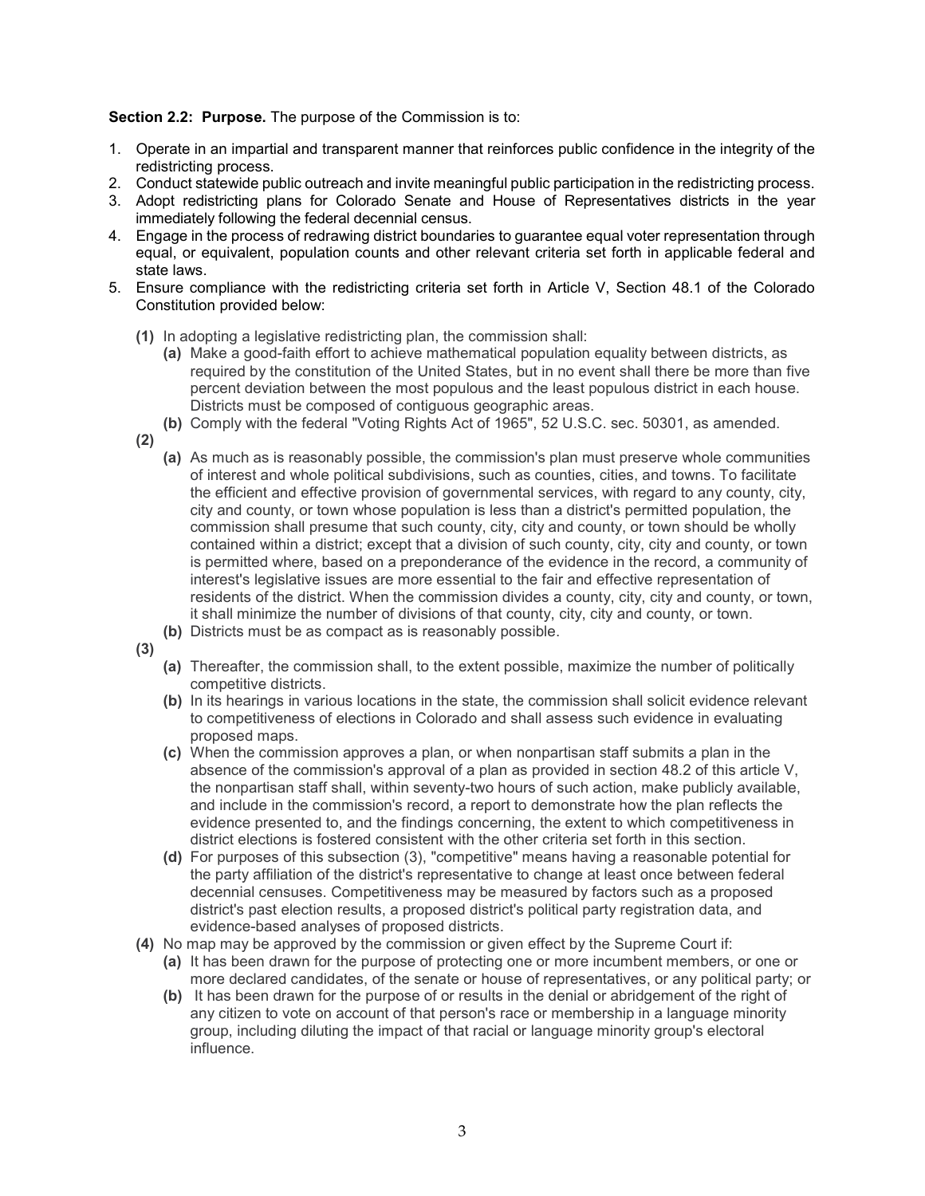**Section 2.2: Purpose.** The purpose of the Commission is to:

1. Operate in an impartial and transparent manner that reinforces public confidence in the integrity of the redistricting process.
2. Conduct statewide public outreach and invite meaningful public participation in the redistricting process.
3. Adopt redistricting plans for Colorado Senate and House of Representatives districts in the year immediately following the federal decennial census.
4. Engage in the process of redrawing district boundaries to guarantee equal voter representation through equal, or equivalent, population counts and other relevant criteria set forth in applicable federal and state laws.
5. Ensure compliance with the redistricting criteria set forth in Article V, Section 48.1 of the Colorado Constitution provided below:

   **(1)** In adopting a legislative redistricting plan, the commission shall:

   - **(a)** Make a good-faith effort to achieve mathematical population equality between districts, as required by the constitution of the United States, but in no event shall there be more than five percent deviation between the most populous and the least populous district in each house. Districts must be composed of contiguous geographic areas.
   - **(b)** Comply with the federal "Voting Rights Act of 1965", 52 U.S.C. sec. 50301, as amended.

   **(2)**

   - **(a)** As much as is reasonably possible, the commission's plan must preserve whole communities of interest and whole political subdivisions, such as counties, cities, and towns. To facilitate the efficient and effective provision of governmental services, with regard to any county, city, city and county, or town whose population is less than a district's permitted population, the commission shall presume that such county, city, city and county, or town should be wholly contained within a district; except that a division of such county, city, city and county, or town is permitted where, based on a preponderance of the evidence in the record, a community of interest's legislative issues are more essential to the fair and effective representation of residents of the district. When the commission divides a county, city, city and county, or town, it shall minimize the number of divisions of that county, city, city and county, or town.
   - **(b)** Districts must be as compact as is reasonably possible.

   **(3)**

   - **(a)** Thereafter, the commission shall, to the extent possible, maximize the number of politically competitive districts.
   - **(b)** In its hearings in various locations in the state, the commission shall solicit evidence relevant to competitiveness of elections in Colorado and shall assess such evidence in evaluating proposed maps.
   - **(c)** When the commission approves a plan, or when nonpartisan staff submits a plan in the absence of the commission's approval of a plan as provided in section 48.2 of this article V, the nonpartisan staff shall, within seventy-two hours of such action, make publicly available, and include in the commission's record, a report to demonstrate how the plan reflects the evidence presented to, and the findings concerning, the extent to which competitiveness in district elections is fostered consistent with the other criteria set forth in this section.
   - **(d)** For purposes of this subsection (3), "competitive" means having a reasonable potential for the party affiliation of the district's representative to change at least once between federal decennial censuses. Competitiveness may be measured by factors such as a proposed district's past election results, a proposed district's political party registration data, and evidence-based analyses of proposed districts.

   **(4)** No map may be approved by the commission or given effect by the Supreme Court if:

   - **(a)** It has been drawn for the purpose of protecting one or more incumbent members, or one or more declared candidates, of the senate or house of representatives, or any political party; or
   - **(b)** It has been drawn for the purpose of or results in the denial or abridgement of the right of any citizen to vote on account of that person's race or membership in a language minority group, including diluting the impact of that racial or language minority group's electoral influence.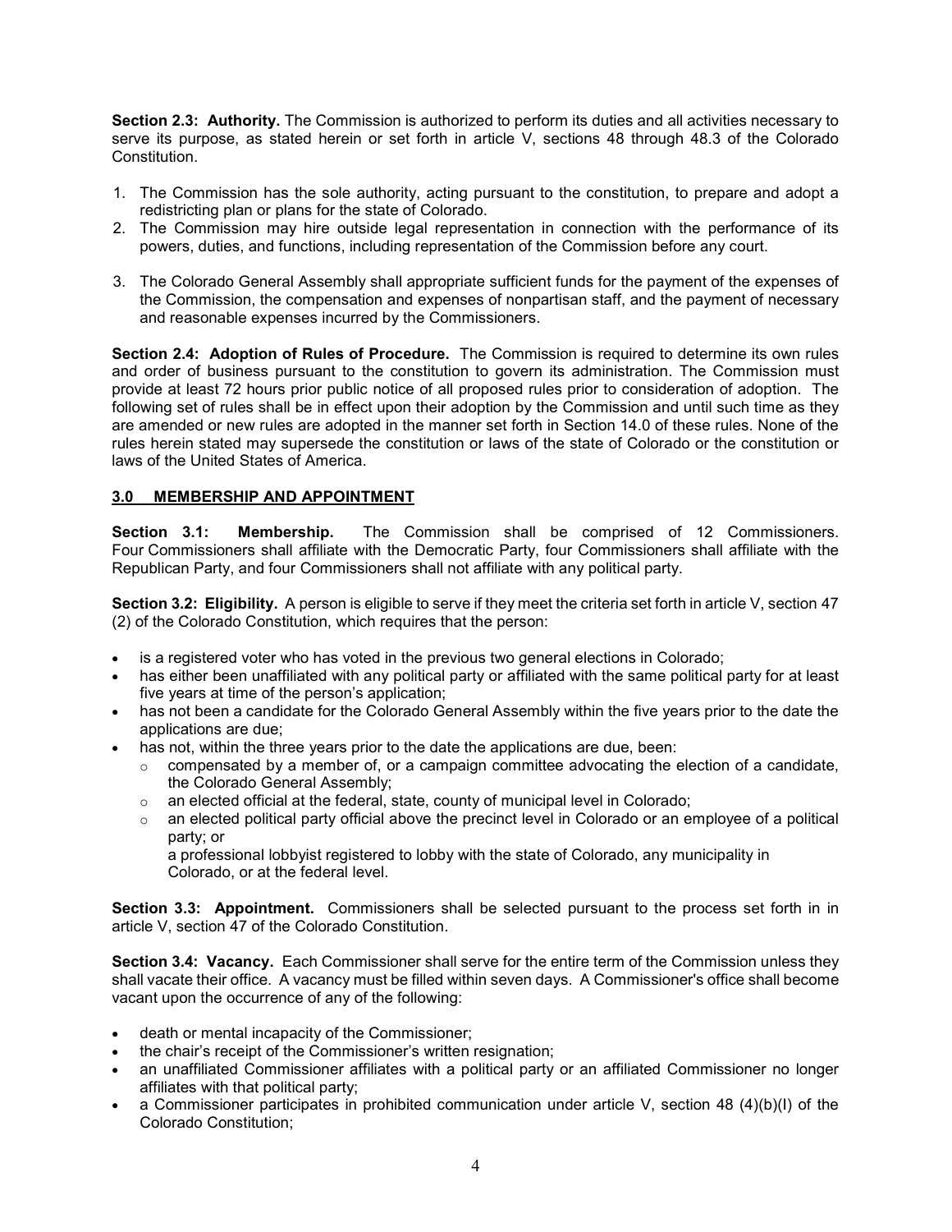**Section 2.3: Authority.** The Commission is authorized to perform its duties and all activities necessary to serve its purpose, as stated herein or set forth in article V, sections 48 through 48.3 of the Colorado Constitution.

1. The Commission has the sole authority, acting pursuant to the constitution, to prepare and adopt a redistricting plan or plans for the state of Colorado.
2. The Commission may hire outside legal representation in connection with the performance of its powers, duties, and functions, including representation of the Commission before any court.
3. The Colorado General Assembly shall appropriate sufficient funds for the payment of the expenses of the Commission, the compensation and expenses of nonpartisan staff, and the payment of necessary and reasonable expenses incurred by the Commissioners.

**Section 2.4: Adoption of Rules of Procedure.** The Commission is required to determine its own rules and order of business pursuant to the constitution to govern its administration. The Commission must provide at least 72 hours prior public notice of all proposed rules prior to consideration of adoption. The following set of rules shall be in effect upon their adoption by the Commission and until such time as they are amended or new rules are adopted in the manner set forth in Section 14.0 of these rules. None of the rules herein stated may supersede the constitution or laws of the state of Colorado or the constitution or laws of the United States of America.

## 3.0 MEMBERSHIP AND APPOINTMENT

**Section 3.1: Membership.** The Commission shall be comprised of 12 Commissioners. Four Commissioners shall affiliate with the Democratic Party, four Commissioners shall affiliate with the Republican Party, and four Commissioners shall not affiliate with any political party.

**Section 3.2: Eligibility.** A person is eligible to serve if they meet the criteria set forth in article V, section 47 (2) of the Colorado Constitution, which requires that the person:

- is a registered voter who has voted in the previous two general elections in Colorado;
- has either been unaffiliated with any political party or affiliated with the same political party for at least five years at time of the person's application;
- has not been a candidate for the Colorado General Assembly within the five years prior to the date the applications are due;
- has not, within the three years prior to the date the applications are due, been:
  - compensated by a member of, or a campaign committee advocating the election of a candidate, the Colorado General Assembly;
  - an elected official at the federal, state, county of municipal level in Colorado;
  - an elected political party official above the precinct level in Colorado or an employee of a political party; or

    a professional lobbyist registered to lobby with the state of Colorado, any municipality in Colorado, or at the federal level.

**Section 3.3: Appointment.** Commissioners shall be selected pursuant to the process set forth in in article V, section 47 of the Colorado Constitution.

**Section 3.4: Vacancy.** Each Commissioner shall serve for the entire term of the Commission unless they shall vacate their office. A vacancy must be filled within seven days. A Commissioner's office shall become vacant upon the occurrence of any of the following:

- death or mental incapacity of the Commissioner;
- the chair's receipt of the Commissioner's written resignation;
- an unaffiliated Commissioner affiliates with a political party or an affiliated Commissioner no longer affiliates with that political party;
- a Commissioner participates in prohibited communication under article V, section 48 (4)(b)(I) of the Colorado Constitution;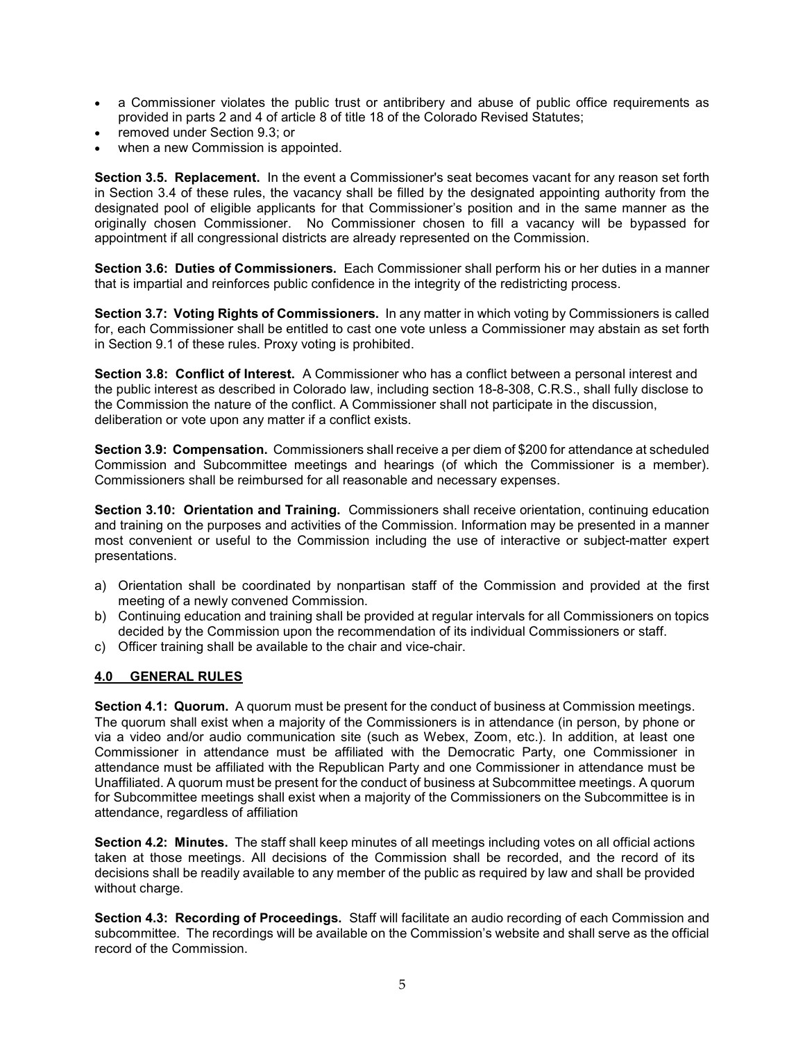- a Commissioner violates the public trust or antibribery and abuse of public office requirements as provided in parts 2 and 4 of article 8 of title 18 of the Colorado Revised Statutes;
- removed under Section 9.3; or
- when a new Commission is appointed.

**Section 3.5. Replacement.** In the event a Commissioner's seat becomes vacant for any reason set forth in Section 3.4 of these rules, the vacancy shall be filled by the designated appointing authority from the designated pool of eligible applicants for that Commissioner's position and in the same manner as the originally chosen Commissioner. No Commissioner chosen to fill a vacancy will be bypassed for appointment if all congressional districts are already represented on the Commission.

**Section 3.6: Duties of Commissioners.** Each Commissioner shall perform his or her duties in a manner that is impartial and reinforces public confidence in the integrity of the redistricting process.

**Section 3.7: Voting Rights of Commissioners.** In any matter in which voting by Commissioners is called for, each Commissioner shall be entitled to cast one vote unless a Commissioner may abstain as set forth in Section 9.1 of these rules. Proxy voting is prohibited.

**Section 3.8: Conflict of Interest.** A Commissioner who has a conflict between a personal interest and the public interest as described in Colorado law, including section 18-8-308, C.R.S., shall fully disclose to the Commission the nature of the conflict. A Commissioner shall not participate in the discussion, deliberation or vote upon any matter if a conflict exists.

**Section 3.9: Compensation.** Commissioners shall receive a per diem of $200 for attendance at scheduled Commission and Subcommittee meetings and hearings (of which the Commissioner is a member). Commissioners shall be reimbursed for all reasonable and necessary expenses.

**Section 3.10: Orientation and Training.** Commissioners shall receive orientation, continuing education and training on the purposes and activities of the Commission. Information may be presented in a manner most convenient or useful to the Commission including the use of interactive or subject-matter expert presentations.

a) Orientation shall be coordinated by nonpartisan staff of the Commission and provided at the first meeting of a newly convened Commission.
b) Continuing education and training shall be provided at regular intervals for all Commissioners on topics decided by the Commission upon the recommendation of its individual Commissioners or staff.
c) Officer training shall be available to the chair and vice-chair.

## 4.0 GENERAL RULES

**Section 4.1: Quorum.** A quorum must be present for the conduct of business at Commission meetings. The quorum shall exist when a majority of the Commissioners is in attendance (in person, by phone or via a video and/or audio communication site (such as Webex, Zoom, etc.). In addition, at least one Commissioner in attendance must be affiliated with the Democratic Party, one Commissioner in attendance must be affiliated with the Republican Party and one Commissioner in attendance must be Unaffiliated. A quorum must be present for the conduct of business at Subcommittee meetings. A quorum for Subcommittee meetings shall exist when a majority of the Commissioners on the Subcommittee is in attendance, regardless of affiliation

**Section 4.2: Minutes.** The staff shall keep minutes of all meetings including votes on all official actions taken at those meetings. All decisions of the Commission shall be recorded, and the record of its decisions shall be readily available to any member of the public as required by law and shall be provided without charge.

**Section 4.3: Recording of Proceedings.** Staff will facilitate an audio recording of each Commission and subcommittee. The recordings will be available on the Commission's website and shall serve as the official record of the Commission.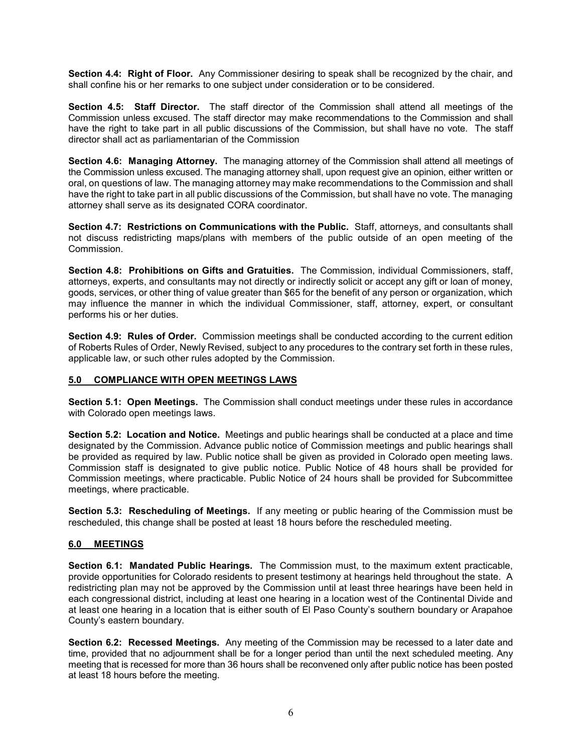**Section 4.4: Right of Floor.** Any Commissioner desiring to speak shall be recognized by the chair, and shall confine his or her remarks to one subject under consideration or to be considered.

**Section 4.5: Staff Director.** The staff director of the Commission shall attend all meetings of the Commission unless excused. The staff director may make recommendations to the Commission and shall have the right to take part in all public discussions of the Commission, but shall have no vote. The staff director shall act as parliamentarian of the Commission

**Section 4.6: Managing Attorney.** The managing attorney of the Commission shall attend all meetings of the Commission unless excused. The managing attorney shall, upon request give an opinion, either written or oral, on questions of law. The managing attorney may make recommendations to the Commission and shall have the right to take part in all public discussions of the Commission, but shall have no vote. The managing attorney shall serve as its designated CORA coordinator.

**Section 4.7: Restrictions on Communications with the Public.** Staff, attorneys, and consultants shall not discuss redistricting maps/plans with members of the public outside of an open meeting of the Commission.

**Section 4.8: Prohibitions on Gifts and Gratuities.** The Commission, individual Commissioners, staff, attorneys, experts, and consultants may not directly or indirectly solicit or accept any gift or loan of money, goods, services, or other thing of value greater than $65 for the benefit of any person or organization, which may influence the manner in which the individual Commissioner, staff, attorney, expert, or consultant performs his or her duties.

**Section 4.9: Rules of Order.** Commission meetings shall be conducted according to the current edition of Roberts Rules of Order, Newly Revised, subject to any procedures to the contrary set forth in these rules, applicable law, or such other rules adopted by the Commission.

## 5.0 COMPLIANCE WITH OPEN MEETINGS LAWS

**Section 5.1: Open Meetings.** The Commission shall conduct meetings under these rules in accordance with Colorado open meetings laws.

**Section 5.2: Location and Notice.** Meetings and public hearings shall be conducted at a place and time designated by the Commission. Advance public notice of Commission meetings and public hearings shall be provided as required by law. Public notice shall be given as provided in Colorado open meeting laws. Commission staff is designated to give public notice. Public Notice of 48 hours shall be provided for Commission meetings, where practicable. Public Notice of 24 hours shall be provided for Subcommittee meetings, where practicable.

**Section 5.3: Rescheduling of Meetings.** If any meeting or public hearing of the Commission must be rescheduled, this change shall be posted at least 18 hours before the rescheduled meeting.

## 6.0 MEETINGS

**Section 6.1: Mandated Public Hearings.** The Commission must, to the maximum extent practicable, provide opportunities for Colorado residents to present testimony at hearings held throughout the state. A redistricting plan may not be approved by the Commission until at least three hearings have been held in each congressional district, including at least one hearing in a location west of the Continental Divide and at least one hearing in a location that is either south of El Paso County's southern boundary or Arapahoe County's eastern boundary.

**Section 6.2: Recessed Meetings.** Any meeting of the Commission may be recessed to a later date and time, provided that no adjournment shall be for a longer period than until the next scheduled meeting. Any meeting that is recessed for more than 36 hours shall be reconvened only after public notice has been posted at least 18 hours before the meeting.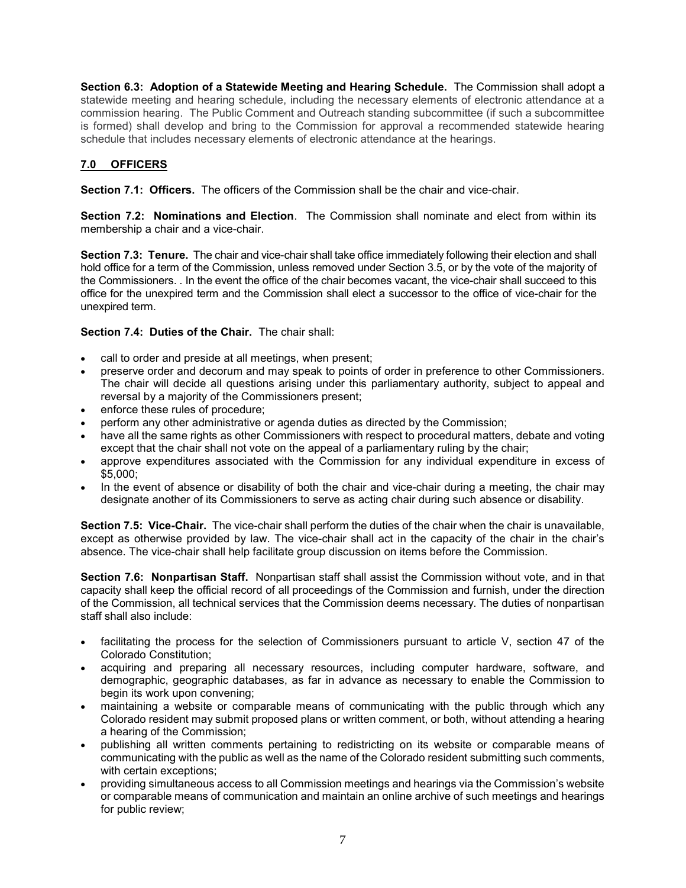**Section 6.3: Adoption of a Statewide Meeting and Hearing Schedule.** The Commission shall adopt a statewide meeting and hearing schedule, including the necessary elements of electronic attendance at a commission hearing. The Public Comment and Outreach standing subcommittee (if such a subcommittee is formed) shall develop and bring to the Commission for approval a recommended statewide hearing schedule that includes necessary elements of electronic attendance at the hearings.

## 7.0 OFFICERS

**Section 7.1: Officers.** The officers of the Commission shall be the chair and vice-chair.

**Section 7.2: Nominations and Election**. The Commission shall nominate and elect from within its membership a chair and a vice-chair.

**Section 7.3: Tenure.** The chair and vice-chair shall take office immediately following their election and shall hold office for a term of the Commission, unless removed under Section 3.5, or by the vote of the majority of the Commissioners. . In the event the office of the chair becomes vacant, the vice-chair shall succeed to this office for the unexpired term and the Commission shall elect a successor to the office of vice-chair for the unexpired term.

**Section 7.4: Duties of the Chair.** The chair shall:

- call to order and preside at all meetings, when present;
- preserve order and decorum and may speak to points of order in preference to other Commissioners. The chair will decide all questions arising under this parliamentary authority, subject to appeal and reversal by a majority of the Commissioners present;
- enforce these rules of procedure;
- perform any other administrative or agenda duties as directed by the Commission;
- have all the same rights as other Commissioners with respect to procedural matters, debate and voting except that the chair shall not vote on the appeal of a parliamentary ruling by the chair;
- approve expenditures associated with the Commission for any individual expenditure in excess of $5,000;
- In the event of absence or disability of both the chair and vice-chair during a meeting, the chair may designate another of its Commissioners to serve as acting chair during such absence or disability.

**Section 7.5: Vice-Chair.** The vice-chair shall perform the duties of the chair when the chair is unavailable, except as otherwise provided by law. The vice-chair shall act in the capacity of the chair in the chair's absence. The vice-chair shall help facilitate group discussion on items before the Commission.

**Section 7.6: Nonpartisan Staff.** Nonpartisan staff shall assist the Commission without vote, and in that capacity shall keep the official record of all proceedings of the Commission and furnish, under the direction of the Commission, all technical services that the Commission deems necessary. The duties of nonpartisan staff shall also include:

- facilitating the process for the selection of Commissioners pursuant to article V, section 47 of the Colorado Constitution;
- acquiring and preparing all necessary resources, including computer hardware, software, and demographic, geographic databases, as far in advance as necessary to enable the Commission to begin its work upon convening;
- maintaining a website or comparable means of communicating with the public through which any Colorado resident may submit proposed plans or written comment, or both, without attending a hearing a hearing of the Commission;
- publishing all written comments pertaining to redistricting on its website or comparable means of communicating with the public as well as the name of the Colorado resident submitting such comments, with certain exceptions;
- providing simultaneous access to all Commission meetings and hearings via the Commission's website or comparable means of communication and maintain an online archive of such meetings and hearings for public review;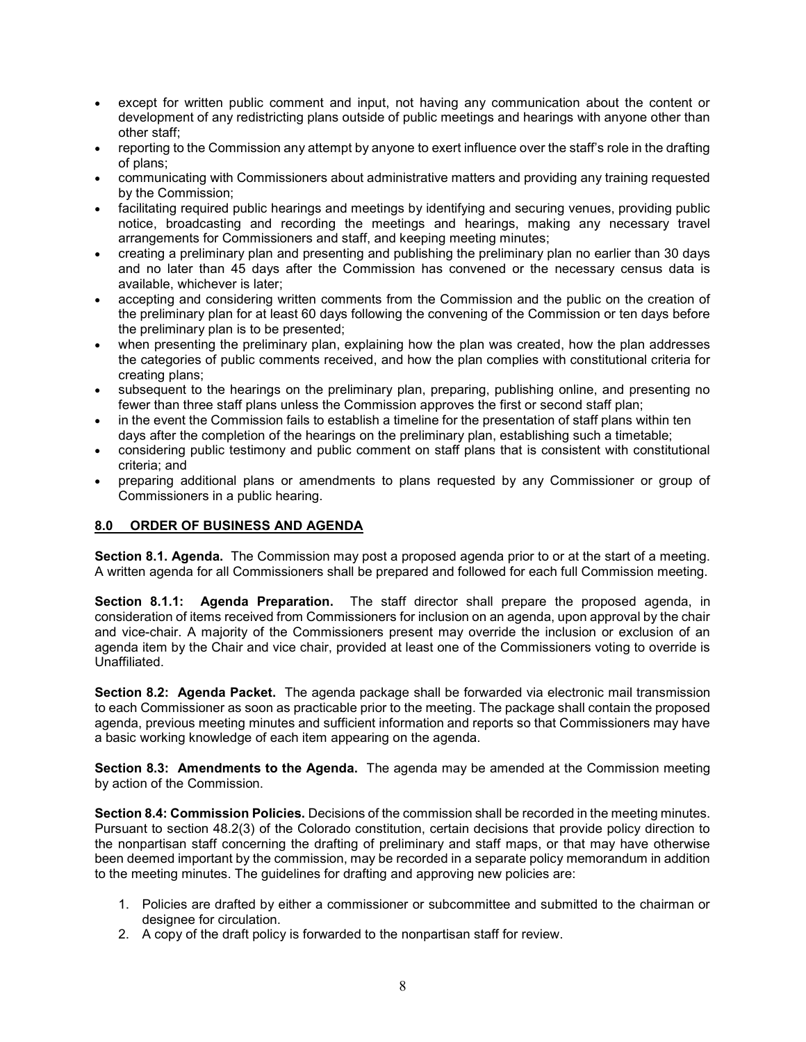- except for written public comment and input, not having any communication about the content or development of any redistricting plans outside of public meetings and hearings with anyone other than other staff;
- reporting to the Commission any attempt by anyone to exert influence over the staff's role in the drafting of plans;
- communicating with Commissioners about administrative matters and providing any training requested by the Commission;
- facilitating required public hearings and meetings by identifying and securing venues, providing public notice, broadcasting and recording the meetings and hearings, making any necessary travel arrangements for Commissioners and staff, and keeping meeting minutes;
- creating a preliminary plan and presenting and publishing the preliminary plan no earlier than 30 days and no later than 45 days after the Commission has convened or the necessary census data is available, whichever is later;
- accepting and considering written comments from the Commission and the public on the creation of the preliminary plan for at least 60 days following the convening of the Commission or ten days before the preliminary plan is to be presented;
- when presenting the preliminary plan, explaining how the plan was created, how the plan addresses the categories of public comments received, and how the plan complies with constitutional criteria for creating plans;
- subsequent to the hearings on the preliminary plan, preparing, publishing online, and presenting no fewer than three staff plans unless the Commission approves the first or second staff plan;
- in the event the Commission fails to establish a timeline for the presentation of staff plans within ten days after the completion of the hearings on the preliminary plan, establishing such a timetable;
- considering public testimony and public comment on staff plans that is consistent with constitutional criteria; and
- preparing additional plans or amendments to plans requested by any Commissioner or group of Commissioners in a public hearing.

## 8.0 ORDER OF BUSINESS AND AGENDA

**Section 8.1. Agenda.** The Commission may post a proposed agenda prior to or at the start of a meeting. A written agenda for all Commissioners shall be prepared and followed for each full Commission meeting.

**Section 8.1.1: Agenda Preparation.** The staff director shall prepare the proposed agenda, in consideration of items received from Commissioners for inclusion on an agenda, upon approval by the chair and vice-chair. A majority of the Commissioners present may override the inclusion or exclusion of an agenda item by the Chair and vice chair, provided at least one of the Commissioners voting to override is Unaffiliated.

**Section 8.2: Agenda Packet.** The agenda package shall be forwarded via electronic mail transmission to each Commissioner as soon as practicable prior to the meeting. The package shall contain the proposed agenda, previous meeting minutes and sufficient information and reports so that Commissioners may have a basic working knowledge of each item appearing on the agenda.

**Section 8.3: Amendments to the Agenda.** The agenda may be amended at the Commission meeting by action of the Commission.

**Section 8.4: Commission Policies.** Decisions of the commission shall be recorded in the meeting minutes. Pursuant to section 48.2(3) of the Colorado constitution, certain decisions that provide policy direction to the nonpartisan staff concerning the drafting of preliminary and staff maps, or that may have otherwise been deemed important by the commission, may be recorded in a separate policy memorandum in addition to the meeting minutes. The guidelines for drafting and approving new policies are:

1. Policies are drafted by either a commissioner or subcommittee and submitted to the chairman or designee for circulation.
2. A copy of the draft policy is forwarded to the nonpartisan staff for review.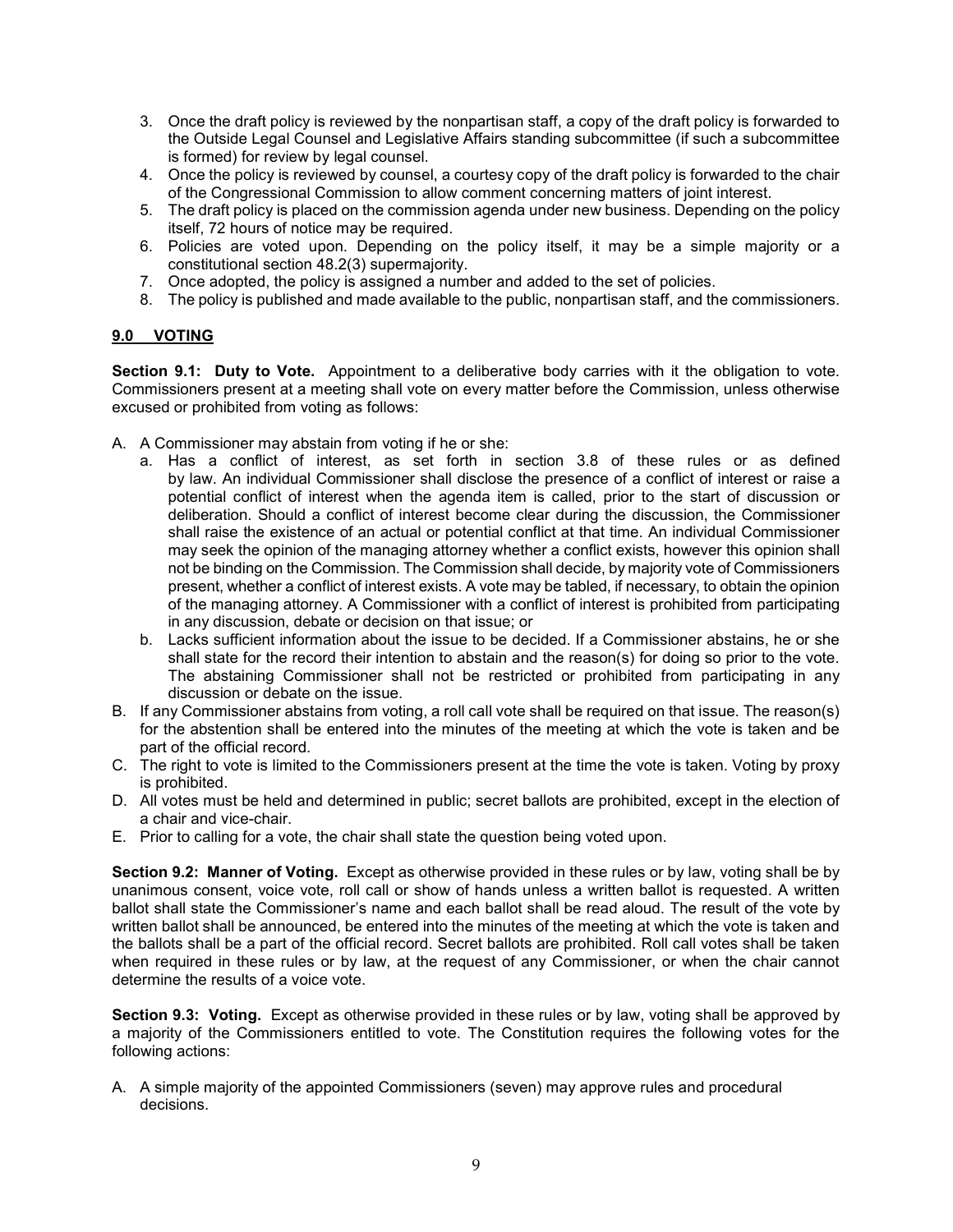3. Once the draft policy is reviewed by the nonpartisan staff, a copy of the draft policy is forwarded to the Outside Legal Counsel and Legislative Affairs standing subcommittee (if such a subcommittee is formed) for review by legal counsel.
4. Once the policy is reviewed by counsel, a courtesy copy of the draft policy is forwarded to the chair of the Congressional Commission to allow comment concerning matters of joint interest.
5. The draft policy is placed on the commission agenda under new business. Depending on the policy itself, 72 hours of notice may be required.
6. Policies are voted upon. Depending on the policy itself, it may be a simple majority or a constitutional section 48.2(3) supermajority.
7. Once adopted, the policy is assigned a number and added to the set of policies.
8. The policy is published and made available to the public, nonpartisan staff, and the commissioners.

## 9.0 VOTING

**Section 9.1: Duty to Vote.** Appointment to a deliberative body carries with it the obligation to vote. Commissioners present at a meeting shall vote on every matter before the Commission, unless otherwise excused or prohibited from voting as follows:

A. A Commissioner may abstain from voting if he or she:
   a. Has a conflict of interest, as set forth in section 3.8 of these rules or as defined by law. An individual Commissioner shall disclose the presence of a conflict of interest or raise a potential conflict of interest when the agenda item is called, prior to the start of discussion or deliberation. Should a conflict of interest become clear during the discussion, the Commissioner shall raise the existence of an actual or potential conflict at that time. An individual Commissioner may seek the opinion of the managing attorney whether a conflict exists, however this opinion shall not be binding on the Commission. The Commission shall decide, by majority vote of Commissioners present, whether a conflict of interest exists. A vote may be tabled, if necessary, to obtain the opinion of the managing attorney. A Commissioner with a conflict of interest is prohibited from participating in any discussion, debate or decision on that issue; or
   b. Lacks sufficient information about the issue to be decided. If a Commissioner abstains, he or she shall state for the record their intention to abstain and the reason(s) for doing so prior to the vote. The abstaining Commissioner shall not be restricted or prohibited from participating in any discussion or debate on the issue.
B. If any Commissioner abstains from voting, a roll call vote shall be required on that issue. The reason(s) for the abstention shall be entered into the minutes of the meeting at which the vote is taken and be part of the official record.
C. The right to vote is limited to the Commissioners present at the time the vote is taken. Voting by proxy is prohibited.
D. All votes must be held and determined in public; secret ballots are prohibited, except in the election of a chair and vice-chair.
E. Prior to calling for a vote, the chair shall state the question being voted upon.

**Section 9.2: Manner of Voting.** Except as otherwise provided in these rules or by law, voting shall be by unanimous consent, voice vote, roll call or show of hands unless a written ballot is requested. A written ballot shall state the Commissioner's name and each ballot shall be read aloud. The result of the vote by written ballot shall be announced, be entered into the minutes of the meeting at which the vote is taken and the ballots shall be a part of the official record. Secret ballots are prohibited. Roll call votes shall be taken when required in these rules or by law, at the request of any Commissioner, or when the chair cannot determine the results of a voice vote.

**Section 9.3: Voting.** Except as otherwise provided in these rules or by law, voting shall be approved by a majority of the Commissioners entitled to vote. The Constitution requires the following votes for the following actions:

A. A simple majority of the appointed Commissioners (seven) may approve rules and procedural decisions.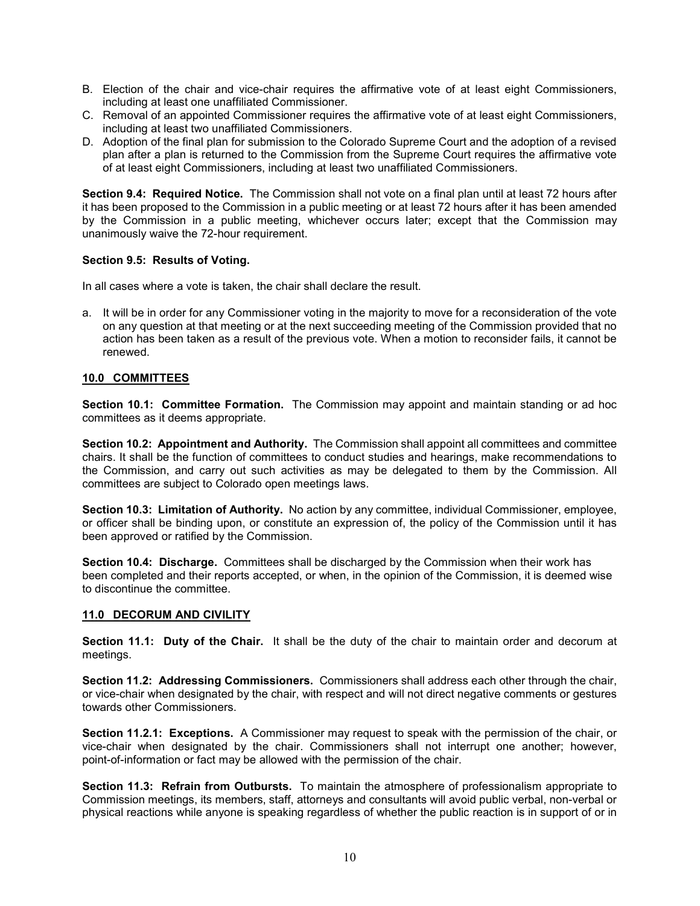B. Election of the chair and vice-chair requires the affirmative vote of at least eight Commissioners, including at least one unaffiliated Commissioner.
C. Removal of an appointed Commissioner requires the affirmative vote of at least eight Commissioners, including at least two unaffiliated Commissioners.
D. Adoption of the final plan for submission to the Colorado Supreme Court and the adoption of a revised plan after a plan is returned to the Commission from the Supreme Court requires the affirmative vote of at least eight Commissioners, including at least two unaffiliated Commissioners.

**Section 9.4: Required Notice.** The Commission shall not vote on a final plan until at least 72 hours after it has been proposed to the Commission in a public meeting or at least 72 hours after it has been amended by the Commission in a public meeting, whichever occurs later; except that the Commission may unanimously waive the 72-hour requirement.

**Section 9.5: Results of Voting.**

In all cases where a vote is taken, the chair shall declare the result.

a. It will be in order for any Commissioner voting in the majority to move for a reconsideration of the vote on any question at that meeting or at the next succeeding meeting of the Commission provided that no action has been taken as a result of the previous vote. When a motion to reconsider fails, it cannot be renewed.

## 10.0 COMMITTEES

**Section 10.1: Committee Formation.** The Commission may appoint and maintain standing or ad hoc committees as it deems appropriate.

**Section 10.2: Appointment and Authority.** The Commission shall appoint all committees and committee chairs. It shall be the function of committees to conduct studies and hearings, make recommendations to the Commission, and carry out such activities as may be delegated to them by the Commission. All committees are subject to Colorado open meetings laws.

**Section 10.3: Limitation of Authority.** No action by any committee, individual Commissioner, employee, or officer shall be binding upon, or constitute an expression of, the policy of the Commission until it has been approved or ratified by the Commission.

**Section 10.4: Discharge.** Committees shall be discharged by the Commission when their work has been completed and their reports accepted, or when, in the opinion of the Commission, it is deemed wise to discontinue the committee.

## 11.0 DECORUM AND CIVILITY

**Section 11.1: Duty of the Chair.** It shall be the duty of the chair to maintain order and decorum at meetings.

**Section 11.2: Addressing Commissioners.** Commissioners shall address each other through the chair, or vice-chair when designated by the chair, with respect and will not direct negative comments or gestures towards other Commissioners.

**Section 11.2.1: Exceptions.** A Commissioner may request to speak with the permission of the chair, or vice-chair when designated by the chair. Commissioners shall not interrupt one another; however, point-of-information or fact may be allowed with the permission of the chair.

**Section 11.3: Refrain from Outbursts.** To maintain the atmosphere of professionalism appropriate to Commission meetings, its members, staff, attorneys and consultants will avoid public verbal, non-verbal or physical reactions while anyone is speaking regardless of whether the public reaction is in support of or in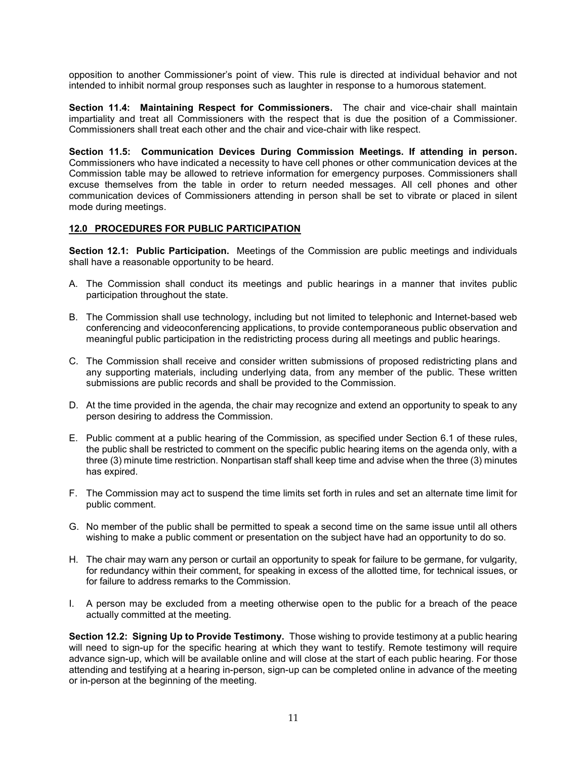opposition to another Commissioner's point of view. This rule is directed at individual behavior and not intended to inhibit normal group responses such as laughter in response to a humorous statement.

**Section 11.4: Maintaining Respect for Commissioners.** The chair and vice-chair shall maintain impartiality and treat all Commissioners with the respect that is due the position of a Commissioner. Commissioners shall treat each other and the chair and vice-chair with like respect.

**Section 11.5: Communication Devices During Commission Meetings. If attending in person.** Commissioners who have indicated a necessity to have cell phones or other communication devices at the Commission table may be allowed to retrieve information for emergency purposes. Commissioners shall excuse themselves from the table in order to return needed messages. All cell phones and other communication devices of Commissioners attending in person shall be set to vibrate or placed in silent mode during meetings.

## 12.0 PROCEDURES FOR PUBLIC PARTICIPATION

**Section 12.1: Public Participation.** Meetings of the Commission are public meetings and individuals shall have a reasonable opportunity to be heard.

A. The Commission shall conduct its meetings and public hearings in a manner that invites public participation throughout the state.

B. The Commission shall use technology, including but not limited to telephonic and Internet-based web conferencing and videoconferencing applications, to provide contemporaneous public observation and meaningful public participation in the redistricting process during all meetings and public hearings.

C. The Commission shall receive and consider written submissions of proposed redistricting plans and any supporting materials, including underlying data, from any member of the public. These written submissions are public records and shall be provided to the Commission.

D. At the time provided in the agenda, the chair may recognize and extend an opportunity to speak to any person desiring to address the Commission.

E. Public comment at a public hearing of the Commission, as specified under Section 6.1 of these rules, the public shall be restricted to comment on the specific public hearing items on the agenda only, with a three (3) minute time restriction. Nonpartisan staff shall keep time and advise when the three (3) minutes has expired.

F. The Commission may act to suspend the time limits set forth in rules and set an alternate time limit for public comment.

G. No member of the public shall be permitted to speak a second time on the same issue until all others wishing to make a public comment or presentation on the subject have had an opportunity to do so.

H. The chair may warn any person or curtail an opportunity to speak for failure to be germane, for vulgarity, for redundancy within their comment, for speaking in excess of the allotted time, for technical issues, or for failure to address remarks to the Commission.

I. A person may be excluded from a meeting otherwise open to the public for a breach of the peace actually committed at the meeting.

**Section 12.2: Signing Up to Provide Testimony.** Those wishing to provide testimony at a public hearing will need to sign-up for the specific hearing at which they want to testify. Remote testimony will require advance sign-up, which will be available online and will close at the start of each public hearing. For those attending and testifying at a hearing in-person, sign-up can be completed online in advance of the meeting or in-person at the beginning of the meeting.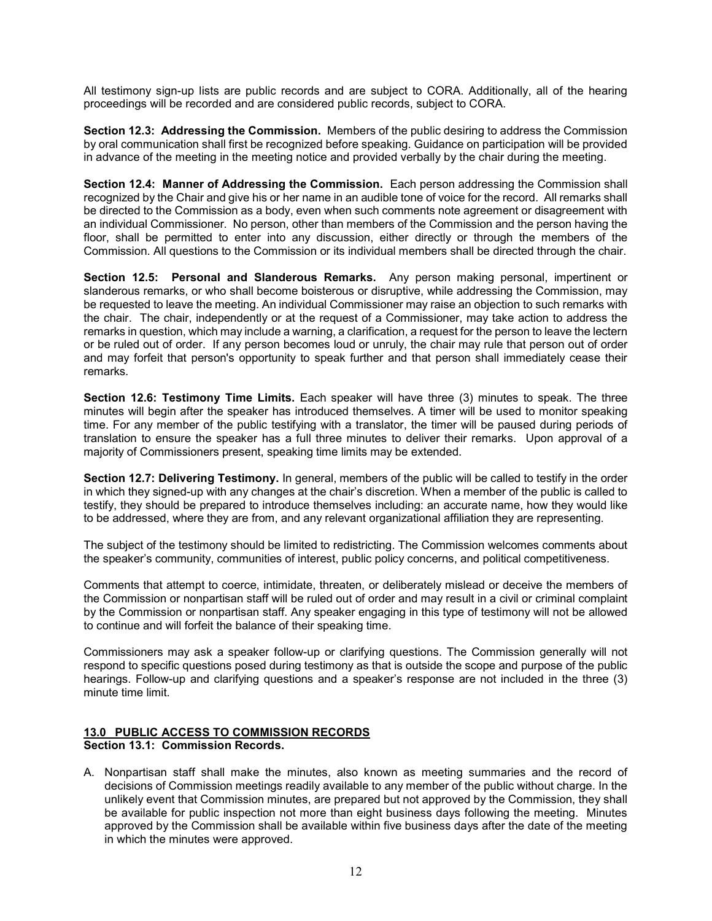All testimony sign-up lists are public records and are subject to CORA. Additionally, all of the hearing proceedings will be recorded and are considered public records, subject to CORA.

**Section 12.3: Addressing the Commission.** Members of the public desiring to address the Commission by oral communication shall first be recognized before speaking. Guidance on participation will be provided in advance of the meeting in the meeting notice and provided verbally by the chair during the meeting.

**Section 12.4: Manner of Addressing the Commission.** Each person addressing the Commission shall recognized by the Chair and give his or her name in an audible tone of voice for the record. All remarks shall be directed to the Commission as a body, even when such comments note agreement or disagreement with an individual Commissioner. No person, other than members of the Commission and the person having the floor, shall be permitted to enter into any discussion, either directly or through the members of the Commission. All questions to the Commission or its individual members shall be directed through the chair.

**Section 12.5: Personal and Slanderous Remarks.** Any person making personal, impertinent or slanderous remarks, or who shall become boisterous or disruptive, while addressing the Commission, may be requested to leave the meeting. An individual Commissioner may raise an objection to such remarks with the chair. The chair, independently or at the request of a Commissioner, may take action to address the remarks in question, which may include a warning, a clarification, a request for the person to leave the lectern or be ruled out of order. If any person becomes loud or unruly, the chair may rule that person out of order and may forfeit that person's opportunity to speak further and that person shall immediately cease their remarks.

**Section 12.6: Testimony Time Limits.** Each speaker will have three (3) minutes to speak. The three minutes will begin after the speaker has introduced themselves. A timer will be used to monitor speaking time. For any member of the public testifying with a translator, the timer will be paused during periods of translation to ensure the speaker has a full three minutes to deliver their remarks. Upon approval of a majority of Commissioners present, speaking time limits may be extended.

**Section 12.7: Delivering Testimony.** In general, members of the public will be called to testify in the order in which they signed-up with any changes at the chair's discretion. When a member of the public is called to testify, they should be prepared to introduce themselves including: an accurate name, how they would like to be addressed, where they are from, and any relevant organizational affiliation they are representing.

The subject of the testimony should be limited to redistricting. The Commission welcomes comments about the speaker's community, communities of interest, public policy concerns, and political competitiveness.

Comments that attempt to coerce, intimidate, threaten, or deliberately mislead or deceive the members of the Commission or nonpartisan staff will be ruled out of order and may result in a civil or criminal complaint by the Commission or nonpartisan staff. Any speaker engaging in this type of testimony will not be allowed to continue and will forfeit the balance of their speaking time.

Commissioners may ask a speaker follow-up or clarifying questions. The Commission generally will not respond to specific questions posed during testimony as that is outside the scope and purpose of the public hearings. Follow-up and clarifying questions and a speaker's response are not included in the three (3) minute time limit.

## 13.0 PUBLIC ACCESS TO COMMISSION RECORDS

**Section 13.1: Commission Records.**

A. Nonpartisan staff shall make the minutes, also known as meeting summaries and the record of decisions of Commission meetings readily available to any member of the public without charge. In the unlikely event that Commission minutes, are prepared but not approved by the Commission, they shall be available for public inspection not more than eight business days following the meeting. Minutes approved by the Commission shall be available within five business days after the date of the meeting in which the minutes were approved.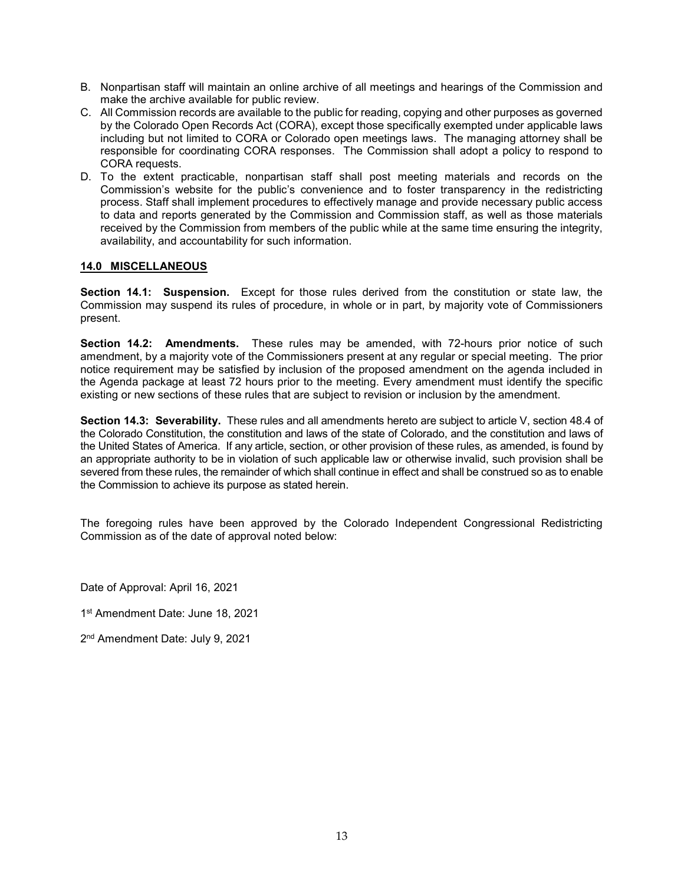B. Nonpartisan staff will maintain an online archive of all meetings and hearings of the Commission and make the archive available for public review.
C. All Commission records are available to the public for reading, copying and other purposes as governed by the Colorado Open Records Act (CORA), except those specifically exempted under applicable laws including but not limited to CORA or Colorado open meetings laws. The managing attorney shall be responsible for coordinating CORA responses. The Commission shall adopt a policy to respond to CORA requests.
D. To the extent practicable, nonpartisan staff shall post meeting materials and records on the Commission's website for the public's convenience and to foster transparency in the redistricting process. Staff shall implement procedures to effectively manage and provide necessary public access to data and reports generated by the Commission and Commission staff, as well as those materials received by the Commission from members of the public while at the same time ensuring the integrity, availability, and accountability for such information.

## 14.0 MISCELLANEOUS

**Section 14.1: Suspension.** Except for those rules derived from the constitution or state law, the Commission may suspend its rules of procedure, in whole or in part, by majority vote of Commissioners present.

**Section 14.2: Amendments.** These rules may be amended, with 72-hours prior notice of such amendment, by a majority vote of the Commissioners present at any regular or special meeting. The prior notice requirement may be satisfied by inclusion of the proposed amendment on the agenda included in the Agenda package at least 72 hours prior to the meeting. Every amendment must identify the specific existing or new sections of these rules that are subject to revision or inclusion by the amendment.

**Section 14.3: Severability.** These rules and all amendments hereto are subject to article V, section 48.4 of the Colorado Constitution, the constitution and laws of the state of Colorado, and the constitution and laws of the United States of America. If any article, section, or other provision of these rules, as amended, is found by an appropriate authority to be in violation of such applicable law or otherwise invalid, such provision shall be severed from these rules, the remainder of which shall continue in effect and shall be construed so as to enable the Commission to achieve its purpose as stated herein.

The foregoing rules have been approved by the Colorado Independent Congressional Redistricting Commission as of the date of approval noted below:

Date of Approval: April 16, 2021

1st Amendment Date: June 18, 2021

2nd Amendment Date: July 9, 2021